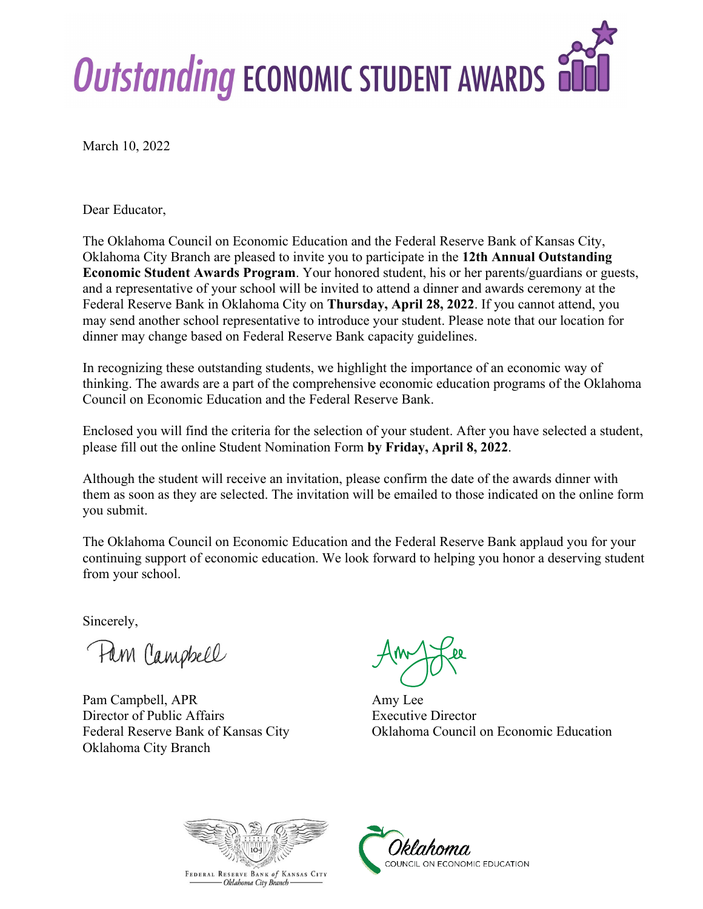# *Outstanding* ECONOMIC STUDENT AWARDS

March 10, 2022

Dear Educator,

The Oklahoma Council on Economic Education and the Federal Reserve Bank of Kansas City, Oklahoma City Branch are pleased to invite you to participate in the **12th Annual Outstanding Economic Student Awards Program**. Your honored student, his or her parents/guardians or guests, and a representative of your school will be invited to attend a dinner and awards ceremony at the Federal Reserve Bank in Oklahoma City on **Thursday, April 28, 2022**. If you cannot attend, you may send another school representative to introduce your student. Please note that our location for dinner may change based on Federal Reserve Bank capacity guidelines.

In recognizing these outstanding students, we highlight the importance of an economic way of thinking. The awards are a part of the comprehensive economic education programs of the Oklahoma Council on Economic Education and the Federal Reserve Bank.

Enclosed you will find the criteria for the selection of your student. After you have selected a student, please fill out the online Student Nomination Form **by Friday, April 8, 2022**.

Although the student will receive an invitation, please confirm the date of the awards dinner with them as soon as they are selected. The invitation will be emailed to those indicated on the online form you submit.

The Oklahoma Council on Economic Education and the Federal Reserve Bank applaud you for your continuing support of economic education. We look forward to helping you honor a deserving student from your school.

Sincerely,

Pam Campbell, APR
Director of Public Affairs
Federal Reserve Bank of Kansas City
Oklahoma City Branch

Amy Lee
Executive Director
Oklahoma Council on Economic Education

Federal Reserve Bank of Kansas City
*Oklahoma City Branch*

*Oklahoma*
COUNCIL ON ECONOMIC EDUCATION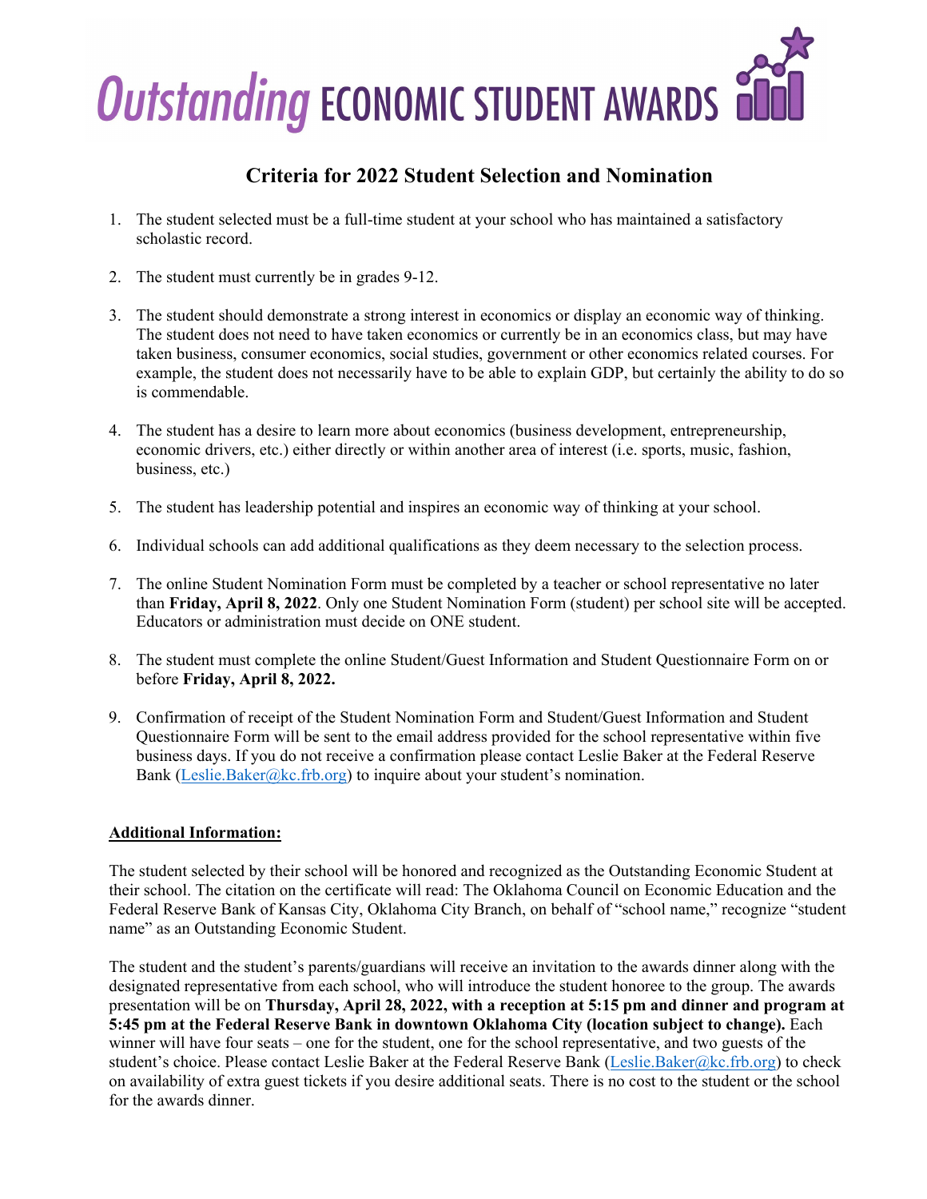# *Outstanding* ECONOMIC STUDENT AWARDS

## Criteria for 2022 Student Selection and Nomination

1. The student selected must be a full-time student at your school who has maintained a satisfactory scholastic record.

2. The student must currently be in grades 9-12.

3. The student should demonstrate a strong interest in economics or display an economic way of thinking. The student does not need to have taken economics or currently be in an economics class, but may have taken business, consumer economics, social studies, government or other economics related courses. For example, the student does not necessarily have to be able to explain GDP, but certainly the ability to do so is commendable.

4. The student has a desire to learn more about economics (business development, entrepreneurship, economic drivers, etc.) either directly or within another area of interest (i.e. sports, music, fashion, business, etc.)

5. The student has leadership potential and inspires an economic way of thinking at your school.

6. Individual schools can add additional qualifications as they deem necessary to the selection process.

7. The online Student Nomination Form must be completed by a teacher or school representative no later than **Friday, April 8, 2022**. Only one Student Nomination Form (student) per school site will be accepted. Educators or administration must decide on ONE student.

8. The student must complete the online Student/Guest Information and Student Questionnaire Form on or before **Friday, April 8, 2022.**

9. Confirmation of receipt of the Student Nomination Form and Student/Guest Information and Student Questionnaire Form will be sent to the email address provided for the school representative within five business days. If you do not receive a confirmation please contact Leslie Baker at the Federal Reserve Bank (Leslie.Baker@kc.frb.org) to inquire about your student's nomination.

**Additional Information:**

The student selected by their school will be honored and recognized as the Outstanding Economic Student at their school. The citation on the certificate will read: The Oklahoma Council on Economic Education and the Federal Reserve Bank of Kansas City, Oklahoma City Branch, on behalf of "school name," recognize "student name" as an Outstanding Economic Student.

The student and the student's parents/guardians will receive an invitation to the awards dinner along with the designated representative from each school, who will introduce the student honoree to the group. The awards presentation will be on **Thursday, April 28, 2022, with a reception at 5:15 pm and dinner and program at 5:45 pm at the Federal Reserve Bank in downtown Oklahoma City (location subject to change).** Each winner will have four seats – one for the student, one for the school representative, and two guests of the student's choice. Please contact Leslie Baker at the Federal Reserve Bank (Leslie.Baker@kc.frb.org) to check on availability of extra guest tickets if you desire additional seats. There is no cost to the student or the school for the awards dinner.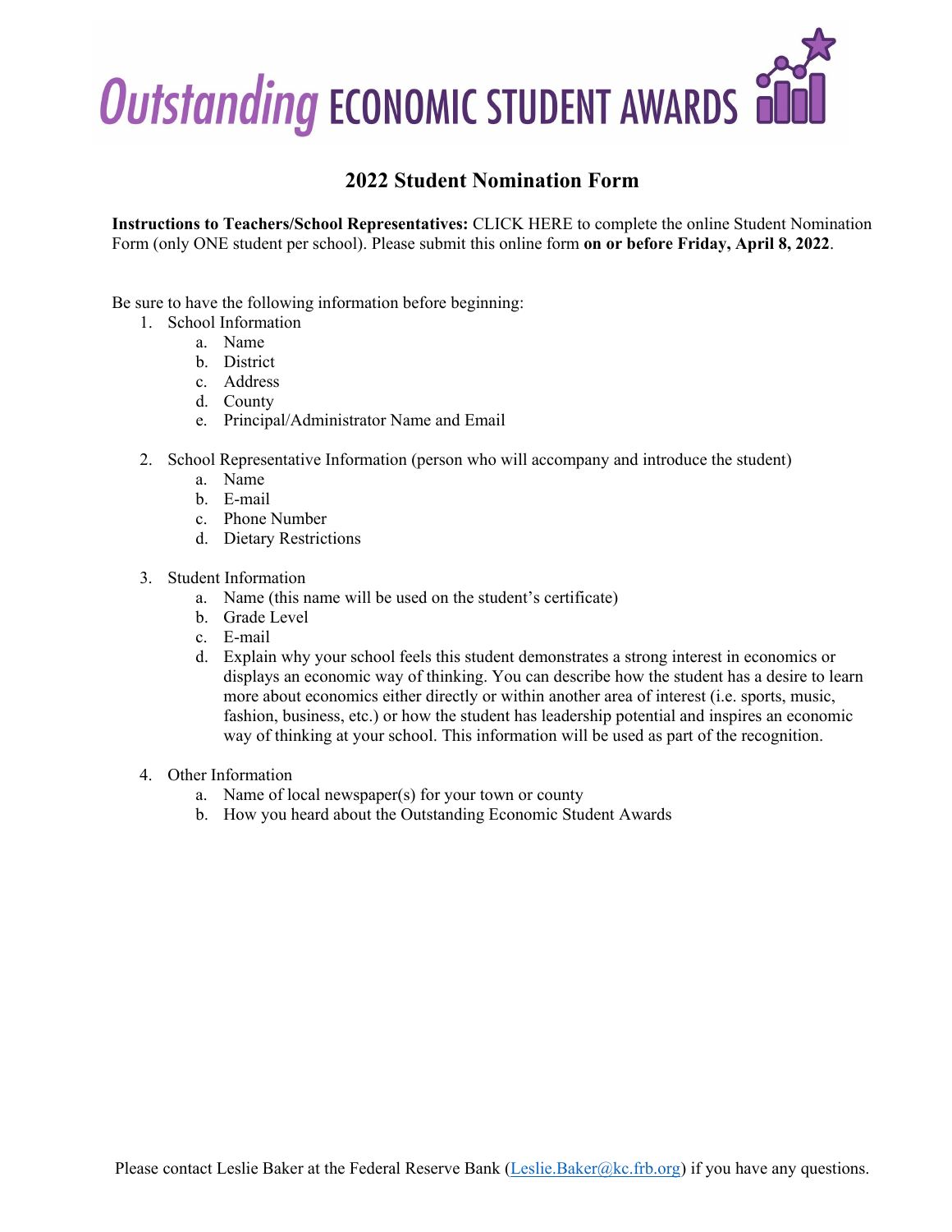# *Outstanding* ECONOMIC STUDENT AWARDS

## 2022 Student Nomination Form

**Instructions to Teachers/School Representatives:** CLICK HERE to complete the online Student Nomination Form (only ONE student per school). Please submit this online form **on or before Friday, April 8, 2022**.

Be sure to have the following information before beginning:

1. School Information
   a. Name
   b. District
   c. Address
   d. County
   e. Principal/Administrator Name and Email

2. School Representative Information (person who will accompany and introduce the student)
   a. Name
   b. E-mail
   c. Phone Number
   d. Dietary Restrictions

3. Student Information
   a. Name (this name will be used on the student's certificate)
   b. Grade Level
   c. E-mail
   d. Explain why your school feels this student demonstrates a strong interest in economics or displays an economic way of thinking. You can describe how the student has a desire to learn more about economics either directly or within another area of interest (i.e. sports, music, fashion, business, etc.) or how the student has leadership potential and inspires an economic way of thinking at your school. This information will be used as part of the recognition.

4. Other Information
   a. Name of local newspaper(s) for your town or county
   b. How you heard about the Outstanding Economic Student Awards

Please contact Leslie Baker at the Federal Reserve Bank (Leslie.Baker@kc.frb.org) if you have any questions.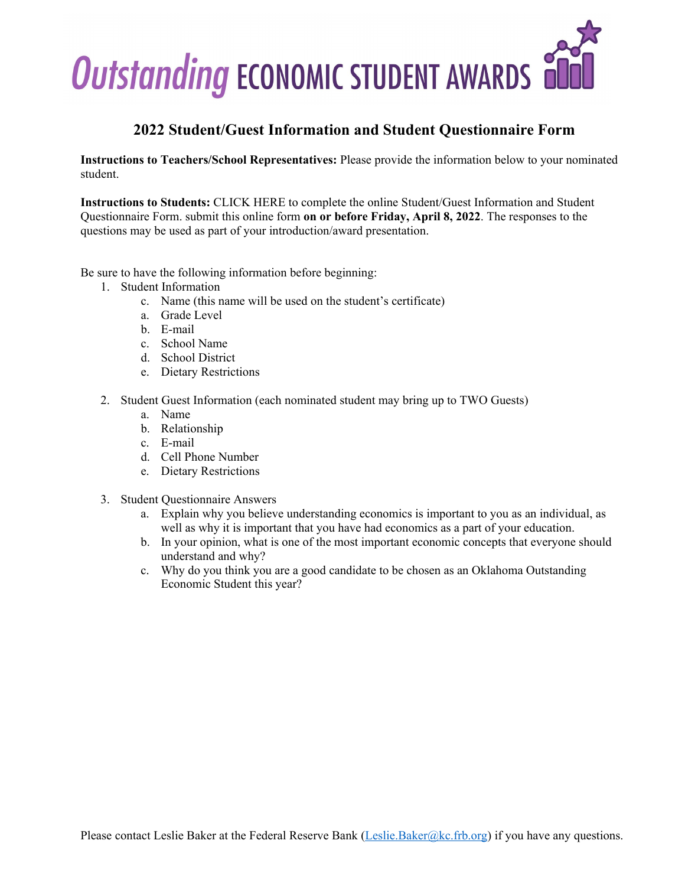# *Outstanding* ECONOMIC STUDENT AWARDS

## 2022 Student/Guest Information and Student Questionnaire Form

**Instructions to Teachers/School Representatives:** Please provide the information below to your nominated student.

**Instructions to Students:** CLICK HERE to complete the online Student/Guest Information and Student Questionnaire Form. submit this online form **on or before Friday, April 8, 2022**. The responses to the questions may be used as part of your introduction/award presentation.

Be sure to have the following information before beginning:

1. Student Information
   c. Name (this name will be used on the student's certificate)
   a. Grade Level
   b. E-mail
   c. School Name
   d. School District
   e. Dietary Restrictions

2. Student Guest Information (each nominated student may bring up to TWO Guests)
   a. Name
   b. Relationship
   c. E-mail
   d. Cell Phone Number
   e. Dietary Restrictions

3. Student Questionnaire Answers
   a. Explain why you believe understanding economics is important to you as an individual, as well as why it is important that you have had economics as a part of your education.
   b. In your opinion, what is one of the most important economic concepts that everyone should understand and why?
   c. Why do you think you are a good candidate to be chosen as an Oklahoma Outstanding Economic Student this year?

Please contact Leslie Baker at the Federal Reserve Bank (Leslie.Baker@kc.frb.org) if you have any questions.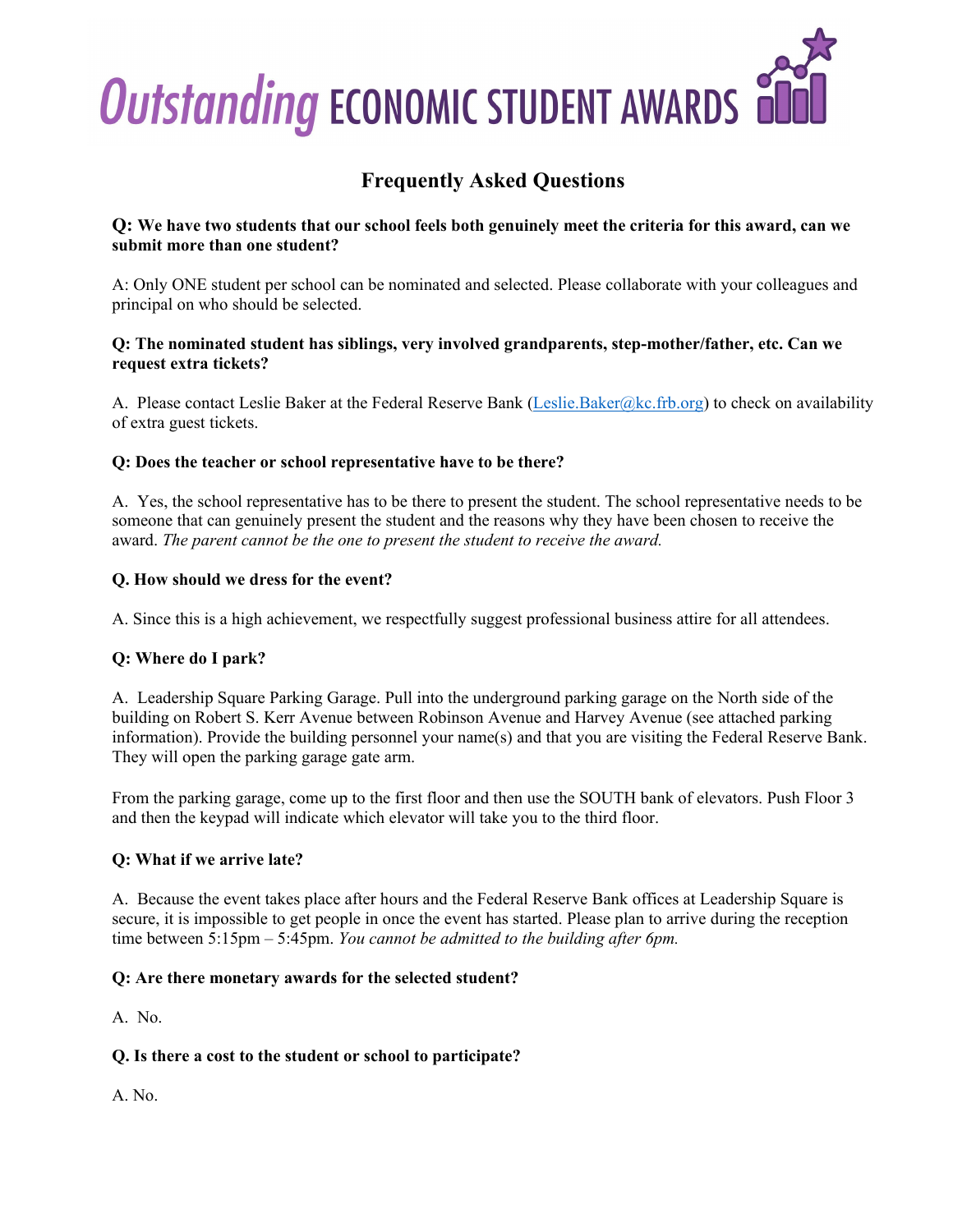# *Outstanding* ECONOMIC STUDENT AWARDS

## Frequently Asked Questions

**Q: We have two students that our school feels both genuinely meet the criteria for this award, can we submit more than one student?**

A: Only ONE student per school can be nominated and selected. Please collaborate with your colleagues and principal on who should be selected.

**Q: The nominated student has siblings, very involved grandparents, step-mother/father, etc. Can we request extra tickets?**

A. Please contact Leslie Baker at the Federal Reserve Bank (Leslie.Baker@kc.frb.org) to check on availability of extra guest tickets.

**Q: Does the teacher or school representative have to be there?**

A. Yes, the school representative has to be there to present the student. The school representative needs to be someone that can genuinely present the student and the reasons why they have been chosen to receive the award. *The parent cannot be the one to present the student to receive the award.*

**Q. How should we dress for the event?**

A. Since this is a high achievement, we respectfully suggest professional business attire for all attendees.

**Q: Where do I park?**

A. Leadership Square Parking Garage. Pull into the underground parking garage on the North side of the building on Robert S. Kerr Avenue between Robinson Avenue and Harvey Avenue (see attached parking information). Provide the building personnel your name(s) and that you are visiting the Federal Reserve Bank. They will open the parking garage gate arm.

From the parking garage, come up to the first floor and then use the SOUTH bank of elevators. Push Floor 3 and then the keypad will indicate which elevator will take you to the third floor.

**Q: What if we arrive late?**

A. Because the event takes place after hours and the Federal Reserve Bank offices at Leadership Square is secure, it is impossible to get people in once the event has started. Please plan to arrive during the reception time between 5:15pm – 5:45pm. *You cannot be admitted to the building after 6pm.*

**Q: Are there monetary awards for the selected student?**

A. No.

**Q. Is there a cost to the student or school to participate?**

A. No.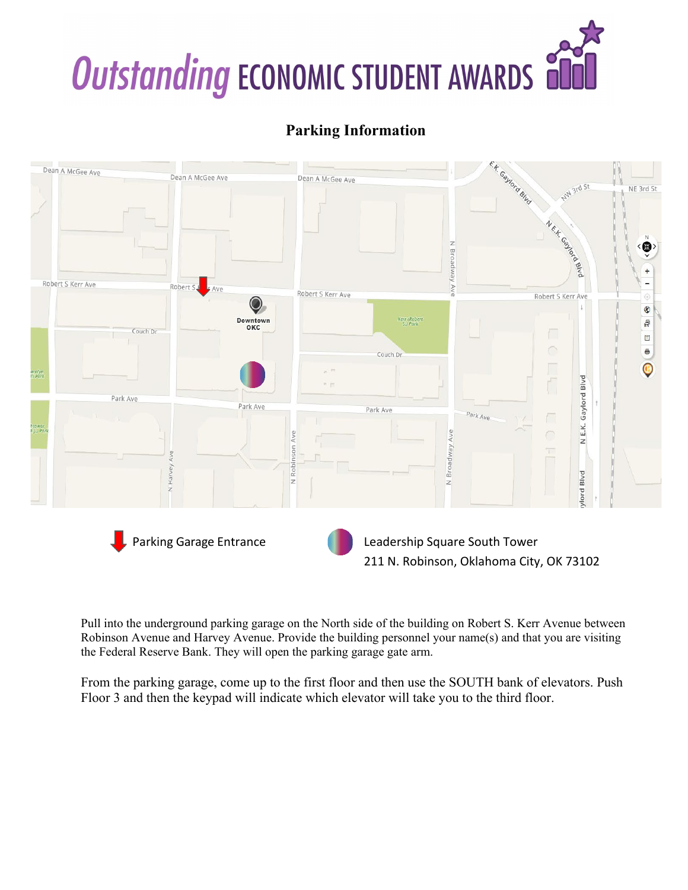# Outstanding ECONOMIC STUDENT AWARDS

## Parking Information

Parking Garage Entrance

Leadership Square South Tower
211 N. Robinson, Oklahoma City, OK 73102

Pull into the underground parking garage on the North side of the building on Robert S. Kerr Avenue between Robinson Avenue and Harvey Avenue. Provide the building personnel your name(s) and that you are visiting the Federal Reserve Bank. They will open the parking garage gate arm.

From the parking garage, come up to the first floor and then use the SOUTH bank of elevators. Push Floor 3 and then the keypad will indicate which elevator will take you to the third floor.